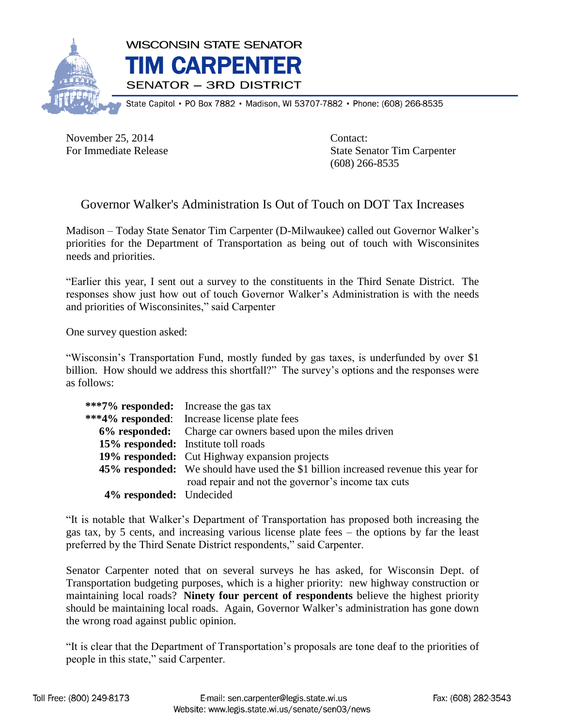WISCONSIN STATE SENATOR

# TIM CARPENTER

SENATOR – 3RD DISTRICT

State Capitol • PO Box 7882 • Madison, WI 53707-7882 • Phone: (608) 266-8535

November 25, 2014
For Immediate Release

Contact:
State Senator Tim Carpenter
(608) 266-8535

## Governor Walker's Administration Is Out of Touch on DOT Tax Increases

Madison – Today State Senator Tim Carpenter (D-Milwaukee) called out Governor Walker's priorities for the Department of Transportation as being out of touch with Wisconsinites needs and priorities.

"Earlier this year, I sent out a survey to the constituents in the Third Senate District. The responses show just how out of touch Governor Walker's Administration is with the needs and priorities of Wisconsinites," said Carpenter

One survey question asked:

"Wisconsin's Transportation Fund, mostly funded by gas taxes, is underfunded by over $1 billion. How should we address this shortfall?" The survey's options and the responses were as follows:

**\*\*\*7% responded:** Increase the gas tax
**\*\*\*4% responded**: Increase license plate fees
**6% responded:** Charge car owners based upon the miles driven
**15% responded:** Institute toll roads
**19% responded:** Cut Highway expansion projects
**45% responded:** We should have used the $1 billion increased revenue this year for road repair and not the governor's income tax cuts
**4% responded:** Undecided

"It is notable that Walker's Department of Transportation has proposed both increasing the gas tax, by 5 cents, and increasing various license plate fees – the options by far the least preferred by the Third Senate District respondents," said Carpenter.

Senator Carpenter noted that on several surveys he has asked, for Wisconsin Dept. of Transportation budgeting purposes, which is a higher priority: new highway construction or maintaining local roads? **Ninety four percent of respondents** believe the highest priority should be maintaining local roads. Again, Governor Walker's administration has gone down the wrong road against public opinion.

"It is clear that the Department of Transportation's proposals are tone deaf to the priorities of people in this state," said Carpenter.

Toll Free: (800) 249-8173 E-mail: sen.carpenter@legis.state.wi.us Fax: (608) 282-3543
Website: www.legis.state.wi.us/senate/sen03/news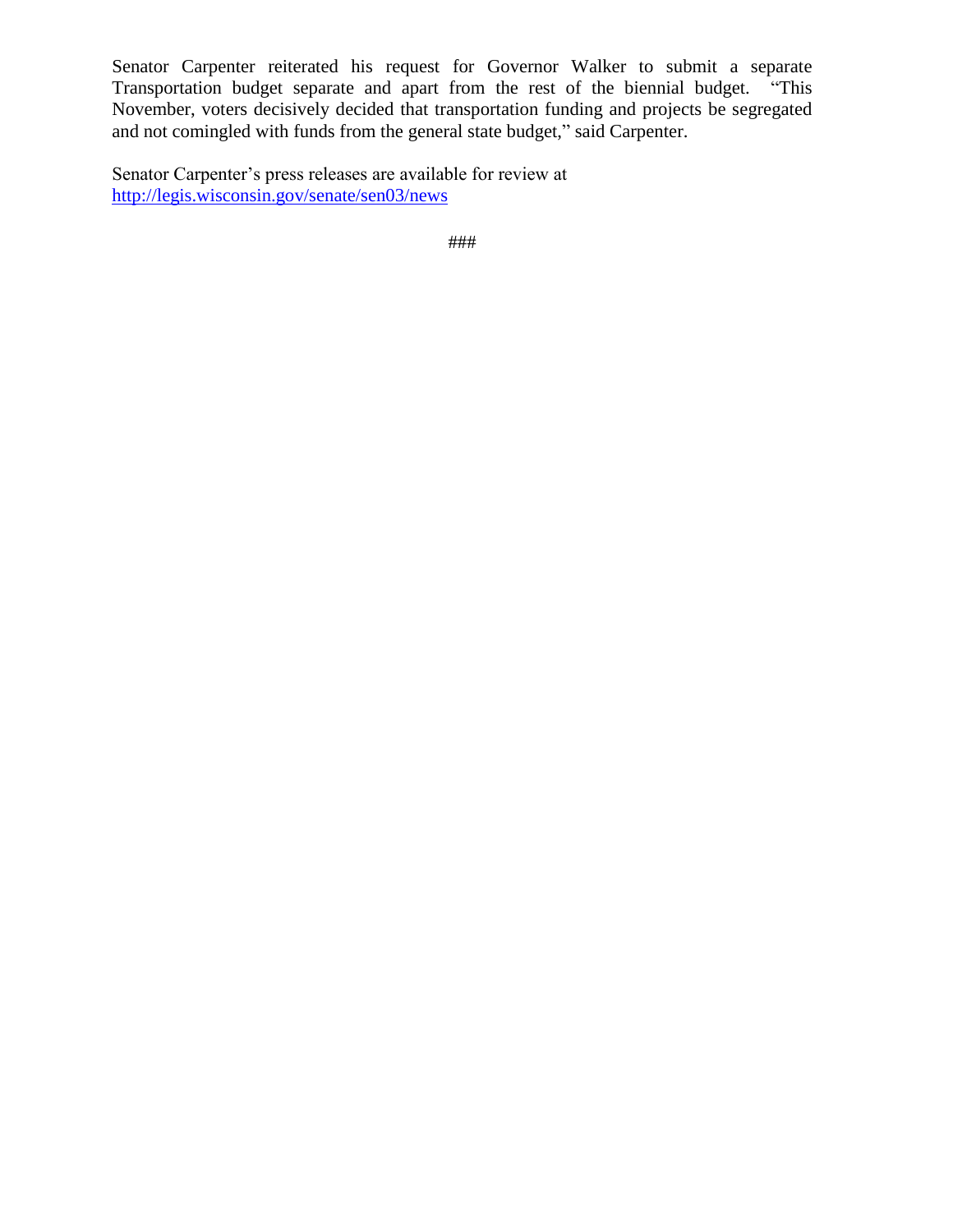Senator Carpenter reiterated his request for Governor Walker to submit a separate Transportation budget separate and apart from the rest of the biennial budget. "This November, voters decisively decided that transportation funding and projects be segregated and not comingled with funds from the general state budget," said Carpenter.

Senator Carpenter's press releases are available for review at
http://legis.wisconsin.gov/senate/sen03/news

###